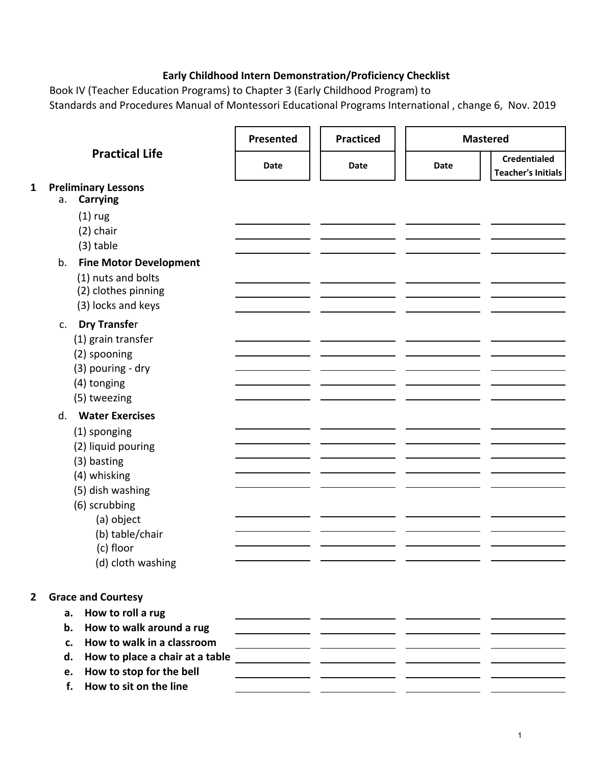**Early Childhood Intern Demonstration/Proficiency Checklist**

Book IV (Teacher Education Programs) to Chapter 3 (Early Childhood Program) to
Standards and Procedures Manual of Montessori Educational Programs International , change 6, Nov. 2019

| Practical Life | Presented | Practiced | Mastered | |
|---|---|---|---|---|
| | Date | Date | Date | Credentialed Teacher's Initials |
| **1 Preliminary Lessons** | | | | |
| a. **Carrying** | | | | |
| (1) rug | | | | |
| (2) chair | | | | |
| (3) table | | | | |
| b. **Fine Motor Development** | | | | |
| (1) nuts and bolts | | | | |
| (2) clothes pinning | | | | |
| (3) locks and keys | | | | |
| c. **Dry Transfer** | | | | |
| (1) grain transfer | | | | |
| (2) spooning | | | | |
| (3) pouring - dry | | | | |
| (4) tonging | | | | |
| (5) tweezing | | | | |
| d. **Water Exercises** | | | | |
| (1) sponging | | | | |
| (2) liquid pouring | | | | |
| (3) basting | | | | |
| (4) whisking | | | | |
| (5) dish washing | | | | |
| (6) scrubbing | | | | |
| (a) object | | | | |
| (b) table/chair | | | | |
| (c) floor | | | | |
| (d) cloth washing | | | | |
| **2 Grace and Courtesy** | | | | |
| **a. How to roll a rug** | | | | |
| **b. How to walk around a rug** | | | | |
| **c. How to walk in a classroom** | | | | |
| **d. How to place a chair at a table** | | | | |
| **e. How to stop for the bell** | | | | |
| **f. How to sit on the line** | | | | |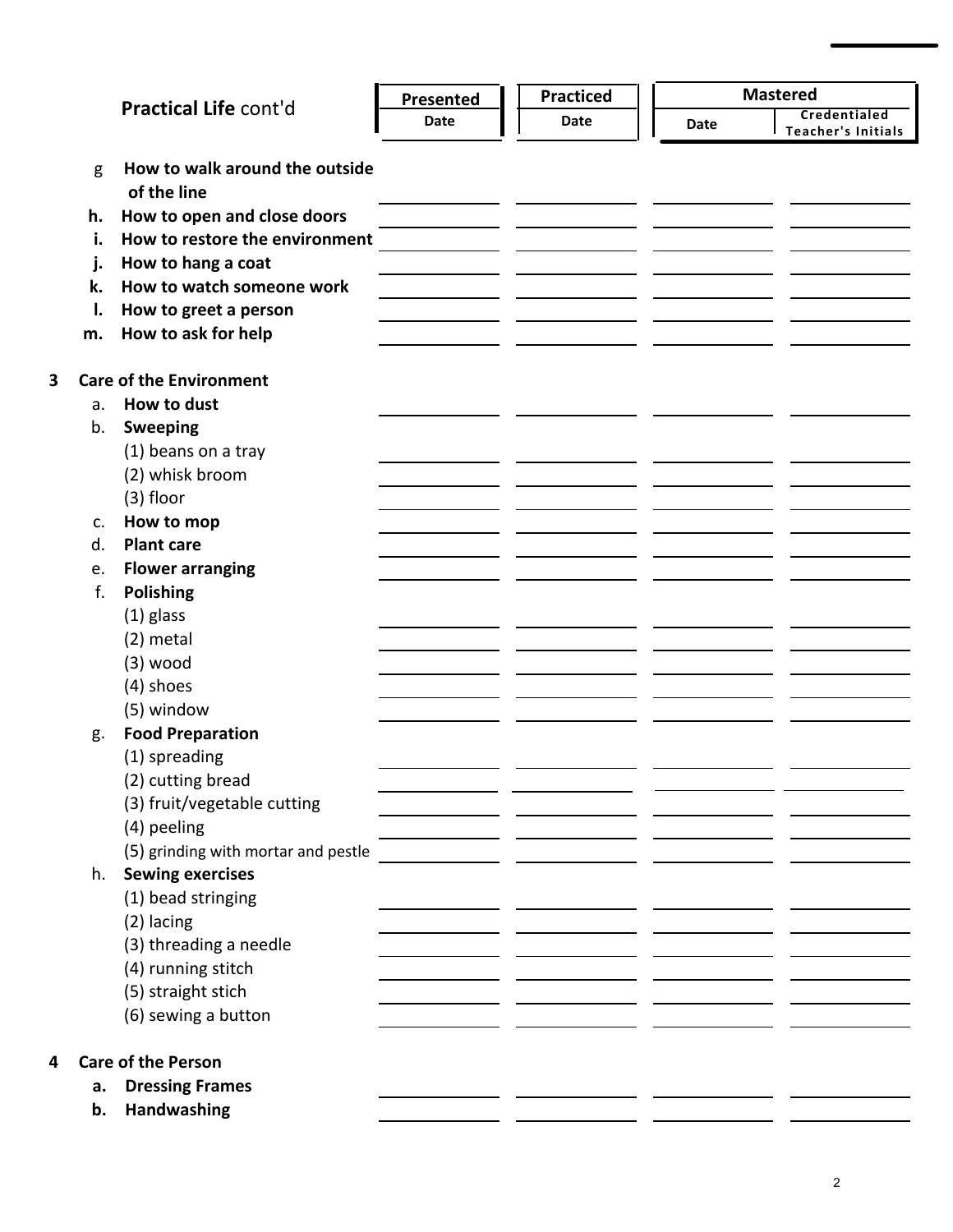| Practical Life cont'd | Presented | Practiced | Mastered | |
|---|---|---|---|---|
| | Date | Date | Date | Credentialed Teacher's Initials |
| g **How to walk around the outside of the line** | | | | |
| h. **How to open and close doors** | | | | |
| i. **How to restore the environment** | | | | |
| j. **How to hang a coat** | | | | |
| k. **How to watch someone work** | | | | |
| l. **How to greet a person** | | | | |
| m. **How to ask for help** | | | | |
| **3 Care of the Environment** | | | | |
| a. **How to dust** | | | | |
| b. **Sweeping** | | | | |
| (1) beans on a tray | | | | |
| (2) whisk broom | | | | |
| (3) floor | | | | |
| c. **How to mop** | | | | |
| d. **Plant care** | | | | |
| e. **Flower arranging** | | | | |
| f. **Polishing** | | | | |
| (1) glass | | | | |
| (2) metal | | | | |
| (3) wood | | | | |
| (4) shoes | | | | |
| (5) window | | | | |
| g. **Food Preparation** | | | | |
| (1) spreading | | | | |
| (2) cutting bread | | | | |
| (3) fruit/vegetable cutting | | | | |
| (4) peeling | | | | |
| (5) grinding with mortar and pestle | | | | |
| h. **Sewing exercises** | | | | |
| (1) bead stringing | | | | |
| (2) lacing | | | | |
| (3) threading a needle | | | | |
| (4) running stitch | | | | |
| (5) straight stich | | | | |
| (6) sewing a button | | | | |
| **4 Care of the Person** | | | | |
| a. **Dressing Frames** | | | | |
| b. **Handwashing** | | | | |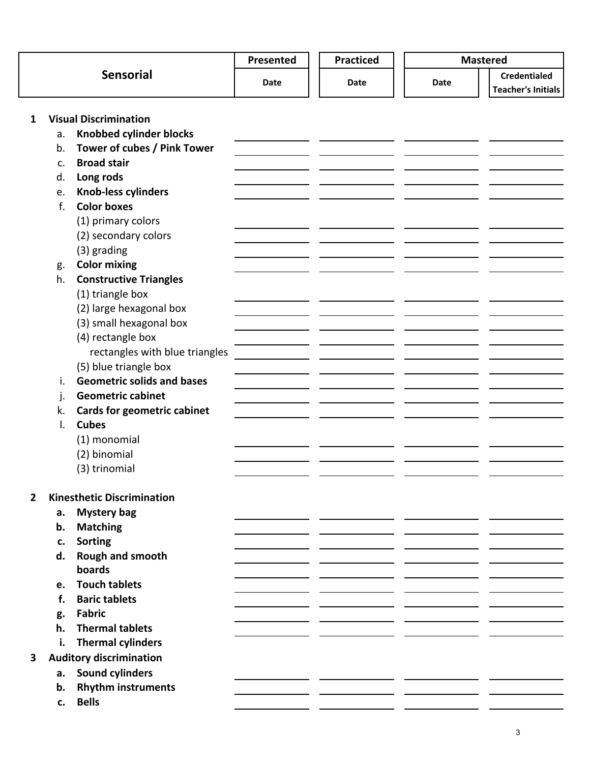| Sensorial | Presented | Practiced | Mastered | |
|---|---|---|---|---|
| | Date | Date | Date | Credentialed Teacher's Initials |
| **1 Visual Discrimination** | | | | |
| a. **Knobbed cylinder blocks** | | | | |
| b. **Tower of cubes / Pink Tower** | | | | |
| c. **Broad stair** | | | | |
| d. **Long rods** | | | | |
| e. **Knob-less cylinders** | | | | |
| f. **Color boxes** | | | | |
| (1) primary colors | | | | |
| (2) secondary colors | | | | |
| (3) grading | | | | |
| g. **Color mixing** | | | | |
| h. **Constructive Triangles** | | | | |
| (1) triangle box | | | | |
| (2) large hexagonal box | | | | |
| (3) small hexagonal box | | | | |
| (4) rectangle box | | | | |
| rectangles with blue triangles | | | | |
| (5) blue triangle box | | | | |
| i. **Geometric solids and bases** | | | | |
| j. **Geometric cabinet** | | | | |
| k. **Cards for geometric cabinet** | | | | |
| l. **Cubes** | | | | |
| (1) monomial | | | | |
| (2) binomial | | | | |
| (3) trinomial | | | | |
| **2 Kinesthetic Discrimination** | | | | |
| **a. Mystery bag** | | | | |
| **b. Matching** | | | | |
| **c. Sorting** | | | | |
| **d. Rough and smooth boards** | | | | |
| **e. Touch tablets** | | | | |
| **f. Baric tablets** | | | | |
| **g. Fabric** | | | | |
| **h. Thermal tablets** | | | | |
| **i. Thermal cylinders** | | | | |
| **3 Auditory discrimination** | | | | |
| **a. Sound cylinders** | | | | |
| **b. Rhythm instruments** | | | | |
| **c. Bells** | | | | |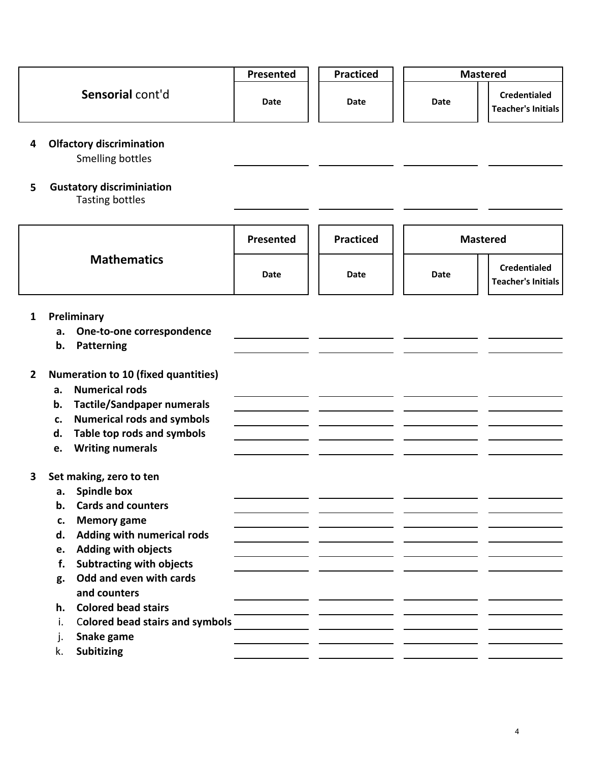| Sensorial cont'd | Presented | Practiced | Mastered | |
|---|---|---|---|---|
| | Date | Date | Date | Credentialed Teacher's Initials |
| **4 Olfactory discrimination** | | | | |
| Smelling bottles | | | | |
| **5 Gustatory discriminiation** | | | | |
| Tasting bottles | | | | |

| Mathematics | Presented | Practiced | Mastered | |
|---|---|---|---|---|
| | Date | Date | Date | Credentialed Teacher's Initials |
| **1 Preliminary** | | | | |
| **a. One-to-one correspondence** | | | | |
| **b. Patterning** | | | | |
| **2 Numeration to 10 (fixed quantities)** | | | | |
| **a. Numerical rods** | | | | |
| **b. Tactile/Sandpaper numerals** | | | | |
| **c. Numerical rods and symbols** | | | | |
| **d. Table top rods and symbols** | | | | |
| **e. Writing numerals** | | | | |
| **3 Set making, zero to ten** | | | | |
| **a. Spindle box** | | | | |
| **b. Cards and counters** | | | | |
| **c. Memory game** | | | | |
| **d. Adding with numerical rods** | | | | |
| **e. Adding with objects** | | | | |
| **f. Subtracting with objects** | | | | |
| **g. Odd and even with cards and counters** | | | | |
| **h. Colored bead stairs** | | | | |
| i. **Colored bead stairs and symbols** | | | | |
| j. **Snake game** | | | | |
| k. **Subitizing** | | | | |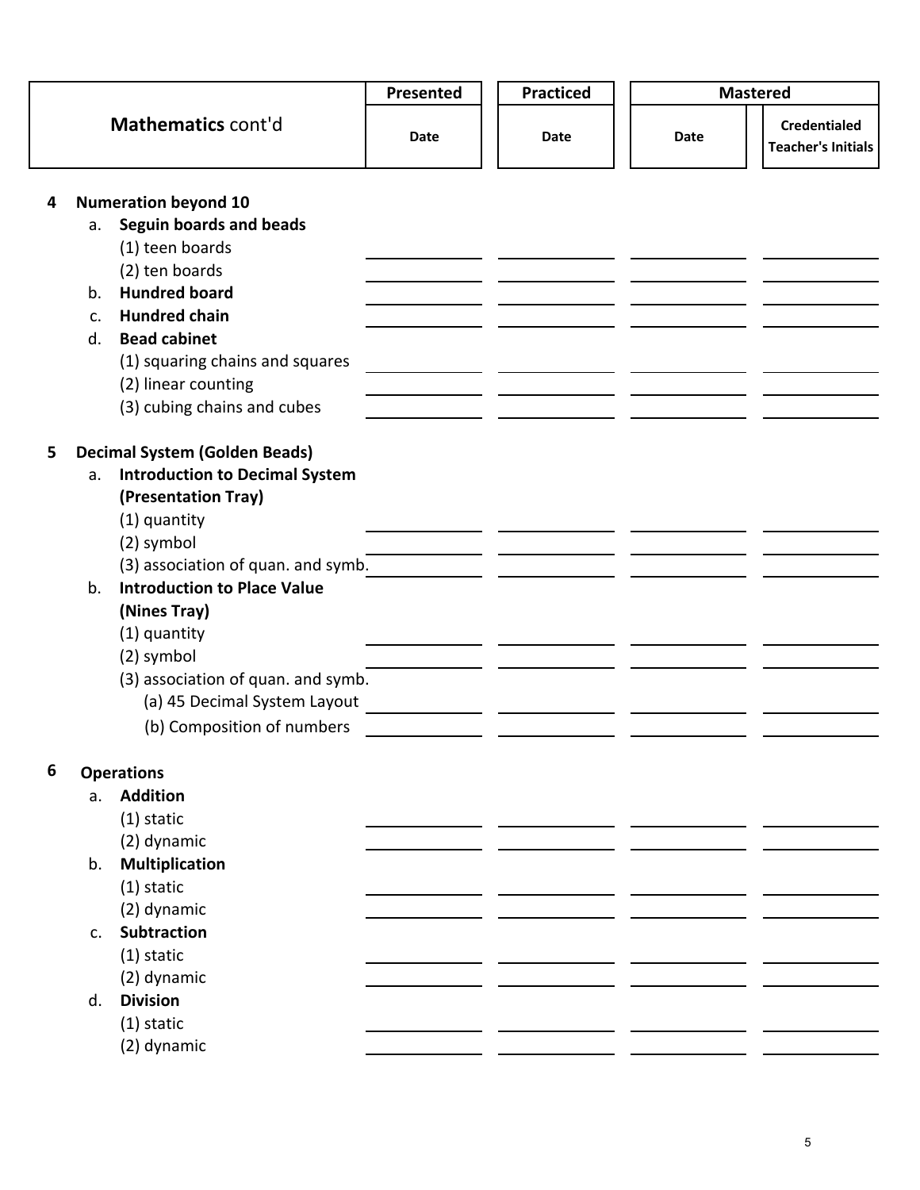| Mathematics cont'd | Presented | Practiced | Mastered | |
|---|---|---|---|---|
| | Date | Date | Date | Credentialed Teacher's Initials |
| **4 Numeration beyond 10** | | | | |
| a. **Seguin boards and beads** | | | | |
| (1) teen boards | | | | |
| (2) ten boards | | | | |
| b. **Hundred board** | | | | |
| c. **Hundred chain** | | | | |
| d. **Bead cabinet** | | | | |
| (1) squaring chains and squares | | | | |
| (2) linear counting | | | | |
| (3) cubing chains and cubes | | | | |
| **5 Decimal System (Golden Beads)** | | | | |
| a. **Introduction to Decimal System (Presentation Tray)** | | | | |
| (1) quantity | | | | |
| (2) symbol | | | | |
| (3) association of quan. and symb. | | | | |
| b. **Introduction to Place Value (Nines Tray)** | | | | |
| (1) quantity | | | | |
| (2) symbol | | | | |
| (3) association of quan. and symb. | | | | |
| (a) 45 Decimal System Layout | | | | |
| (b) Composition of numbers | | | | |
| **6 Operations** | | | | |
| a. **Addition** | | | | |
| (1) static | | | | |
| (2) dynamic | | | | |
| b. **Multiplication** | | | | |
| (1) static | | | | |
| (2) dynamic | | | | |
| c. **Subtraction** | | | | |
| (1) static | | | | |
| (2) dynamic | | | | |
| d. **Division** | | | | |
| (1) static | | | | |
| (2) dynamic | | | | |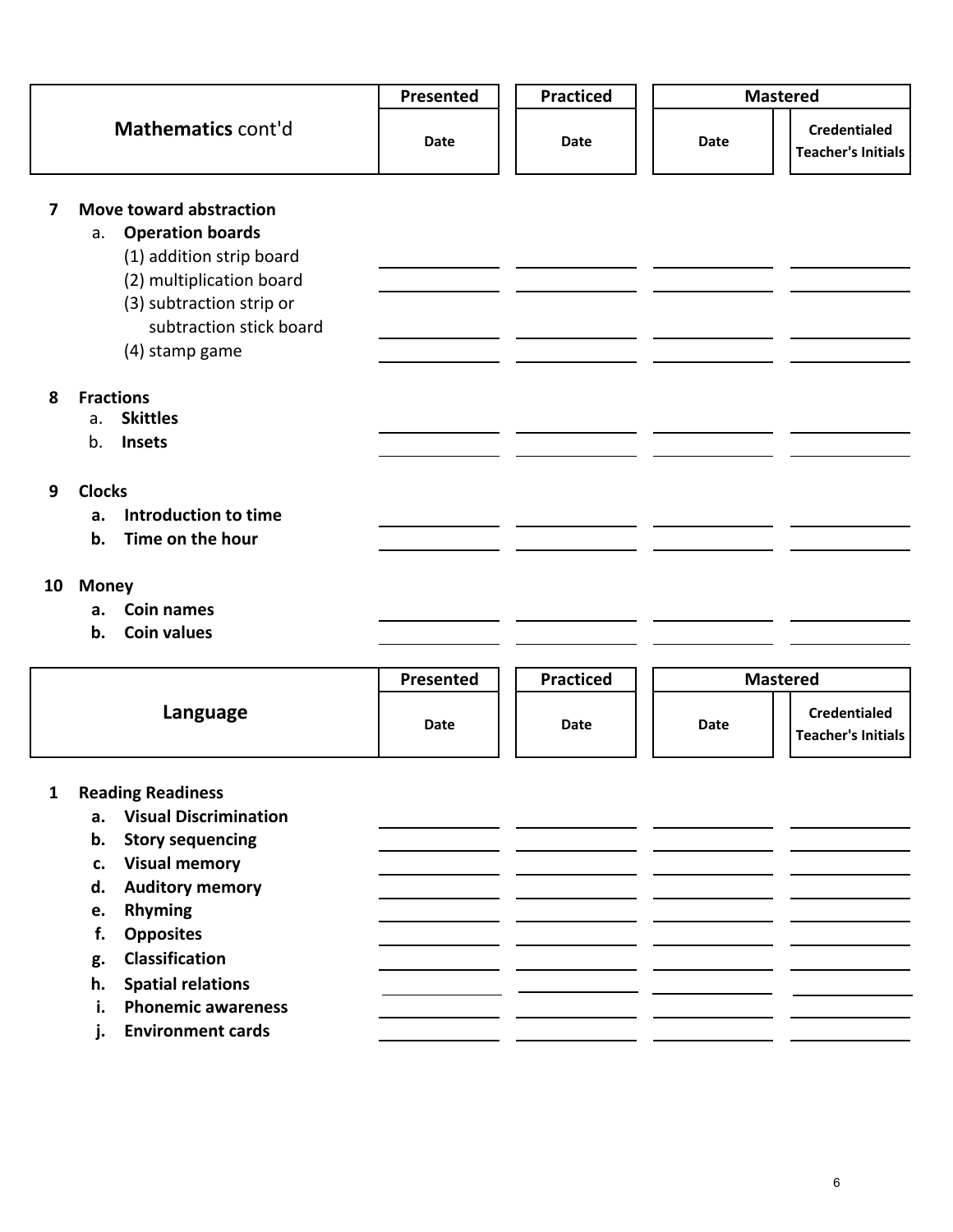| **Mathematics** cont'd | Presented | Practiced | Mastered | |
|---|---|---|---|---|
| | Date | Date | Date | Credentialed Teacher's Initials |
| **7 Move toward abstraction** | | | | |
| a. **Operation boards** | | | | |
| (1) addition strip board | | | | |
| (2) multiplication board | | | | |
| (3) subtraction strip or subtraction stick board | | | | |
| (4) stamp game | | | | |
| **8 Fractions** | | | | |
| a. **Skittles** | | | | |
| b. **Insets** | | | | |
| **9 Clocks** | | | | |
| **a. Introduction to time** | | | | |
| **b. Time on the hour** | | | | |
| **10 Money** | | | | |
| **a. Coin names** | | | | |
| **b. Coin values** | | | | |

| **Language** | Presented | Practiced | Mastered | |
|---|---|---|---|---|
| | Date | Date | Date | Credentialed Teacher's Initials |
| **1 Reading Readiness** | | | | |
| **a. Visual Discrimination** | | | | |
| **b. Story sequencing** | | | | |
| **c. Visual memory** | | | | |
| **d. Auditory memory** | | | | |
| **e. Rhyming** | | | | |
| **f. Opposites** | | | | |
| **g. Classification** | | | | |
| **h. Spatial relations** | | | | |
| **i. Phonemic awareness** | | | | |
| **j. Environment cards** | | | | |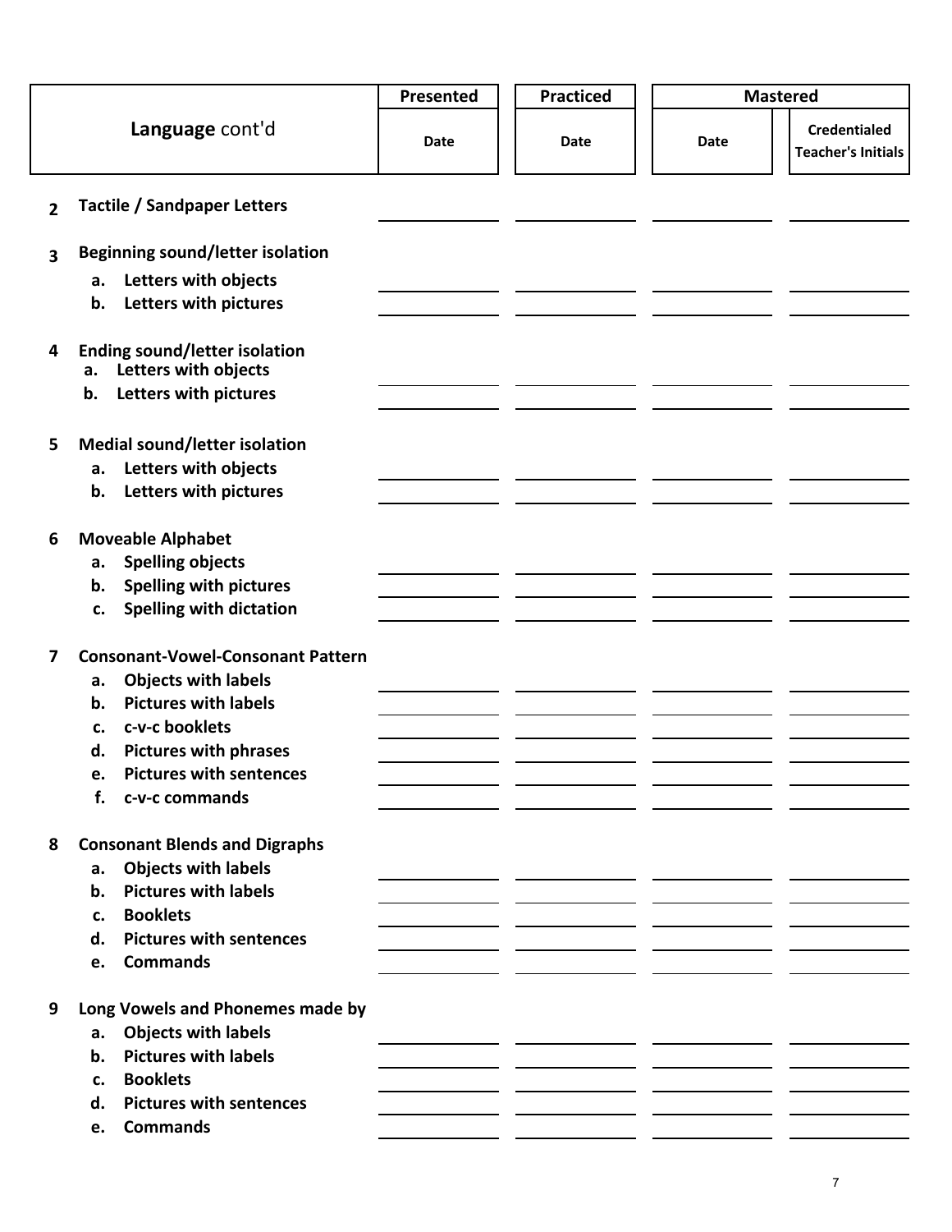| Language cont'd | Presented | Practiced | Mastered | |
|---|---|---|---|---|
| | Date | Date | Date | Credentialed Teacher's Initials |
| **2 Tactile / Sandpaper Letters** | | | | |
| **3 Beginning sound/letter isolation** | | | | |
| a. Letters with objects | | | | |
| b. Letters with pictures | | | | |
| **4 Ending sound/letter isolation** | | | | |
| a. Letters with objects | | | | |
| b. Letters with pictures | | | | |
| **5 Medial sound/letter isolation** | | | | |
| a. Letters with objects | | | | |
| b. Letters with pictures | | | | |
| **6 Moveable Alphabet** | | | | |
| a. Spelling objects | | | | |
| b. Spelling with pictures | | | | |
| c. Spelling with dictation | | | | |
| **7 Consonant-Vowel-Consonant Pattern** | | | | |
| a. Objects with labels | | | | |
| b. Pictures with labels | | | | |
| c. c-v-c booklets | | | | |
| d. Pictures with phrases | | | | |
| e. Pictures with sentences | | | | |
| f. c-v-c commands | | | | |
| **8 Consonant Blends and Digraphs** | | | | |
| a. Objects with labels | | | | |
| b. Pictures with labels | | | | |
| c. Booklets | | | | |
| d. Pictures with sentences | | | | |
| e. Commands | | | | |
| **9 Long Vowels and Phonemes made by** | | | | |
| a. Objects with labels | | | | |
| b. Pictures with labels | | | | |
| c. Booklets | | | | |
| d. Pictures with sentences | | | | |
| e. Commands | | | | |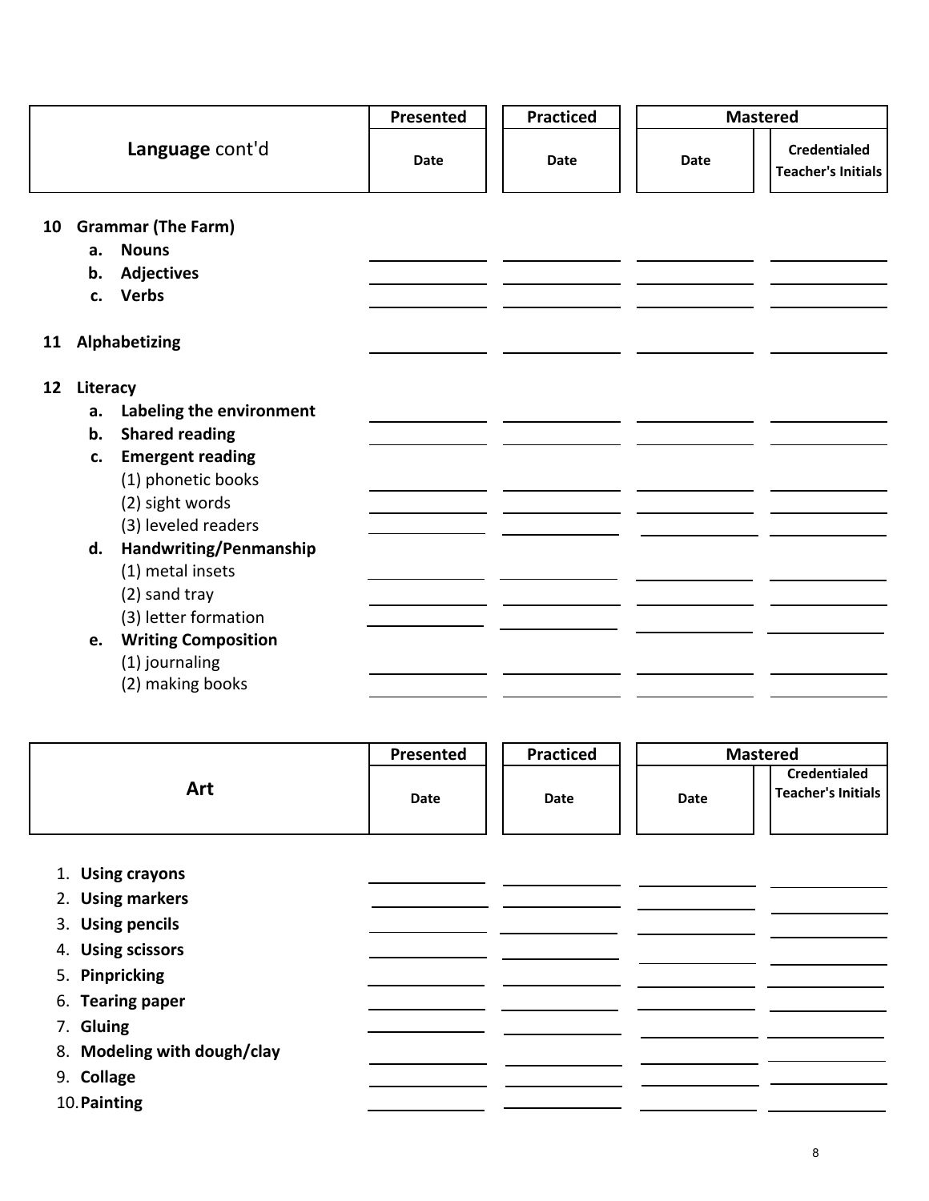| Language cont'd | Presented | Practiced | Mastered | |
|---|---|---|---|---|
| | Date | Date | Date | Credentialed Teacher's Initials |
| **10 Grammar (The Farm)** | | | | |
| **a. Nouns** | | | | |
| **b. Adjectives** | | | | |
| **c. Verbs** | | | | |
| **11 Alphabetizing** | | | | |
| **12 Literacy** | | | | |
| **a. Labeling the environment** | | | | |
| **b. Shared reading** | | | | |
| **c. Emergent reading** | | | | |
| (1) phonetic books | | | | |
| (2) sight words | | | | |
| (3) leveled readers | | | | |
| **d. Handwriting/Penmanship** | | | | |
| (1) metal insets | | | | |
| (2) sand tray | | | | |
| (3) letter formation | | | | |
| **e. Writing Composition** | | | | |
| (1) journaling | | | | |
| (2) making books | | | | |

| Art | Presented | Practiced | Mastered | |
|---|---|---|---|---|
| | Date | Date | Date | Credentialed Teacher's Initials |
| 1. **Using crayons** | | | | |
| 2. **Using markers** | | | | |
| 3. **Using pencils** | | | | |
| 4. **Using scissors** | | | | |
| 5. **Pinpricking** | | | | |
| 6. **Tearing paper** | | | | |
| 7. **Gluing** | | | | |
| 8. **Modeling with dough/clay** | | | | |
| 9. **Collage** | | | | |
| 10. **Painting** | | | | |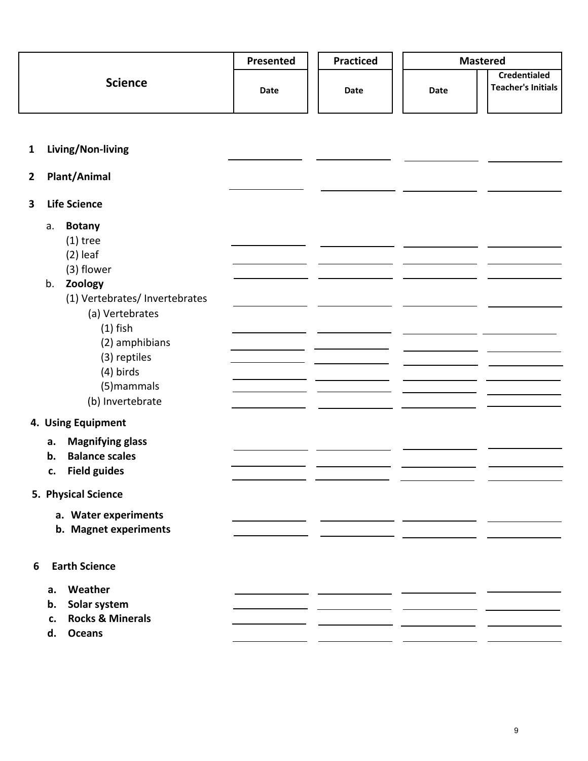| Science | Presented | Practiced | Mastered | |
|---|---|---|---|---|
| | Date | Date | Date | Credentialed Teacher's Initials |
| **1 Living/Non-living** | | | | |
| **2 Plant/Animal** | | | | |
| **3 Life Science** | | | | |
| a. **Botany** | | | | |
| (1) tree | | | | |
| (2) leaf | | | | |
| (3) flower | | | | |
| b. **Zoology** | | | | |
| (1) Vertebrates/ Invertebrates | | | | |
| (a) Vertebrates | | | | |
| (1) fish | | | | |
| (2) amphibians | | | | |
| (3) reptiles | | | | |
| (4) birds | | | | |
| (5)mammals | | | | |
| (b) Invertebrate | | | | |
| **4. Using Equipment** | | | | |
| **a. Magnifying glass** | | | | |
| **b. Balance scales** | | | | |
| **c. Field guides** | | | | |
| **5. Physical Science** | | | | |
| **a. Water experiments** | | | | |
| **b. Magnet experiments** | | | | |
| **6 Earth Science** | | | | |
| **a. Weather** | | | | |
| **b. Solar system** | | | | |
| **c. Rocks & Minerals** | | | | |
| **d. Oceans** | | | | |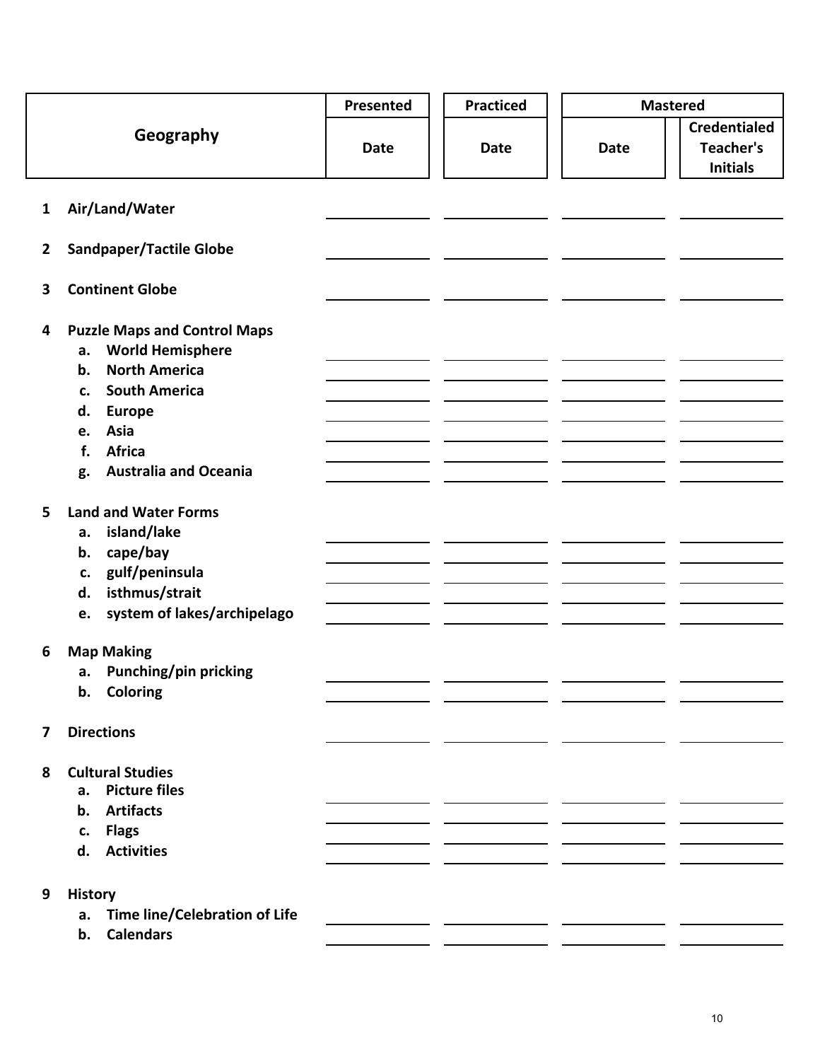| Geography | Presented | Practiced | Mastered | |
|---|---|---|---|---|
| | Date | Date | Date | Credentialed Teacher's Initials |
| **1 Air/Land/Water** | | | | |
| **2 Sandpaper/Tactile Globe** | | | | |
| **3 Continent Globe** | | | | |
| **4 Puzzle Maps and Control Maps** | | | | |
| a. World Hemisphere | | | | |
| b. North America | | | | |
| c. South America | | | | |
| d. Europe | | | | |
| e. Asia | | | | |
| f. Africa | | | | |
| g. Australia and Oceania | | | | |
| **5 Land and Water Forms** | | | | |
| a. island/lake | | | | |
| b. cape/bay | | | | |
| c. gulf/peninsula | | | | |
| d. isthmus/strait | | | | |
| e. system of lakes/archipelago | | | | |
| **6 Map Making** | | | | |
| a. Punching/pin pricking | | | | |
| b. Coloring | | | | |
| **7 Directions** | | | | |
| **8 Cultural Studies** | | | | |
| a. Picture files | | | | |
| b. Artifacts | | | | |
| c. Flags | | | | |
| d. Activities | | | | |
| **9 History** | | | | |
| a. Time line/Celebration of Life | | | | |
| b. Calendars | | | | |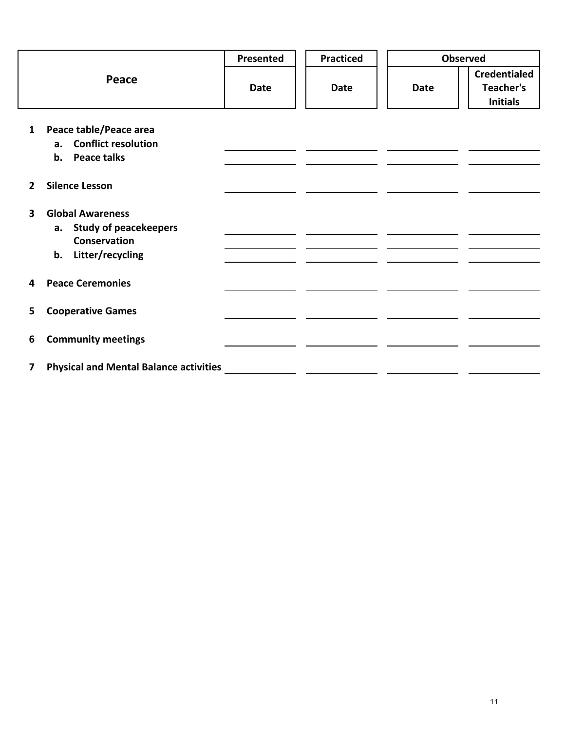| Peace | Presented | Practiced | Observed | |
|---|---|---|---|---|
| | Date | Date | Date | Credentialed Teacher's Initials |
| **1 Peace table/Peace area** | | | | |
| a. Conflict resolution | | | | |
| b. Peace talks | | | | |
| **2 Silence Lesson** | | | | |
| **3 Global Awareness** | | | | |
| a. Study of peacekeepers | | | | |
| Conservation | | | | |
| b. Litter/recycling | | | | |
| **4 Peace Ceremonies** | | | | |
| **5 Cooperative Games** | | | | |
| **6 Community meetings** | | | | |
| **7 Physical and Mental Balance activities** | | | | |